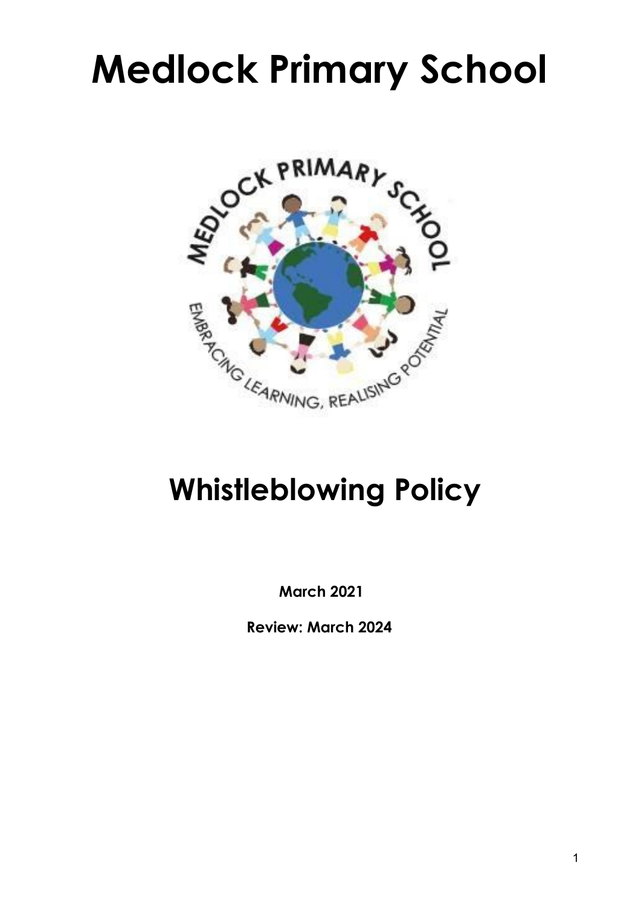# Medlock Primary School

## Whistleblowing Policy

**March 2021**

**Review: March 2024**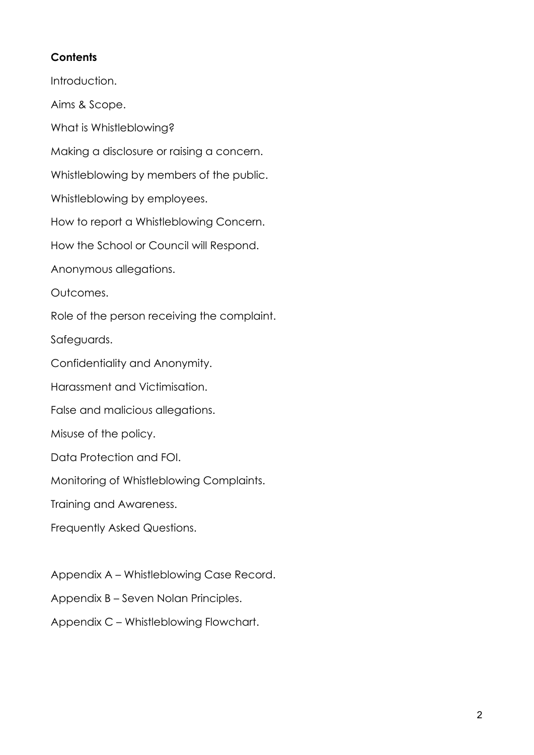**Contents**

Introduction.

Aims & Scope.

What is Whistleblowing?

Making a disclosure or raising a concern.

Whistleblowing by members of the public.

Whistleblowing by employees.

How to report a Whistleblowing Concern.

How the School or Council will Respond.

Anonymous allegations.

Outcomes.

Role of the person receiving the complaint.

Safeguards.

Confidentiality and Anonymity.

Harassment and Victimisation.

False and malicious allegations.

Misuse of the policy.

Data Protection and FOI.

Monitoring of Whistleblowing Complaints.

Training and Awareness.

Frequently Asked Questions.

Appendix A – Whistleblowing Case Record.

Appendix B – Seven Nolan Principles.

Appendix C – Whistleblowing Flowchart.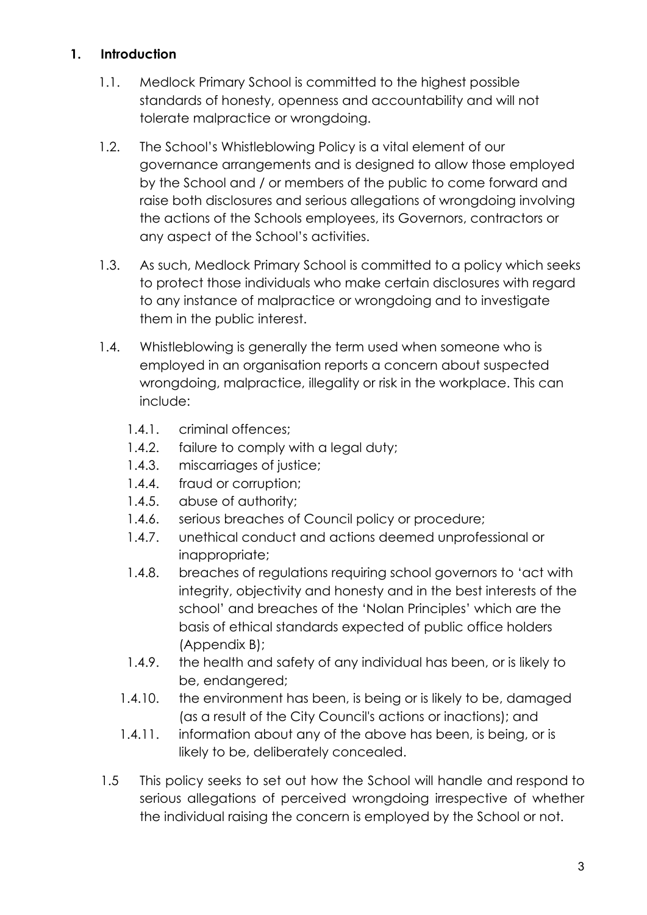## 1. Introduction

1.1. Medlock Primary School is committed to the highest possible standards of honesty, openness and accountability and will not tolerate malpractice or wrongdoing.

1.2. The School's Whistleblowing Policy is a vital element of our governance arrangements and is designed to allow those employed by the School and / or members of the public to come forward and raise both disclosures and serious allegations of wrongdoing involving the actions of the Schools employees, its Governors, contractors or any aspect of the School's activities.

1.3. As such, Medlock Primary School is committed to a policy which seeks to protect those individuals who make certain disclosures with regard to any instance of malpractice or wrongdoing and to investigate them in the public interest.

1.4. Whistleblowing is generally the term used when someone who is employed in an organisation reports a concern about suspected wrongdoing, malpractice, illegality or risk in the workplace. This can include:

- 1.4.1. criminal offences;
- 1.4.2. failure to comply with a legal duty;
- 1.4.3. miscarriages of justice;
- 1.4.4. fraud or corruption;
- 1.4.5. abuse of authority;
- 1.4.6. serious breaches of Council policy or procedure;
- 1.4.7. unethical conduct and actions deemed unprofessional or inappropriate;
- 1.4.8. breaches of regulations requiring school governors to 'act with integrity, objectivity and honesty and in the best interests of the school' and breaches of the 'Nolan Principles' which are the basis of ethical standards expected of public office holders (Appendix B);
- 1.4.9. the health and safety of any individual has been, or is likely to be, endangered;
- 1.4.10. the environment has been, is being or is likely to be, damaged (as a result of the City Council's actions or inactions); and
- 1.4.11. information about any of the above has been, is being, or is likely to be, deliberately concealed.

1.5 This policy seeks to set out how the School will handle and respond to serious allegations of perceived wrongdoing irrespective of whether the individual raising the concern is employed by the School or not.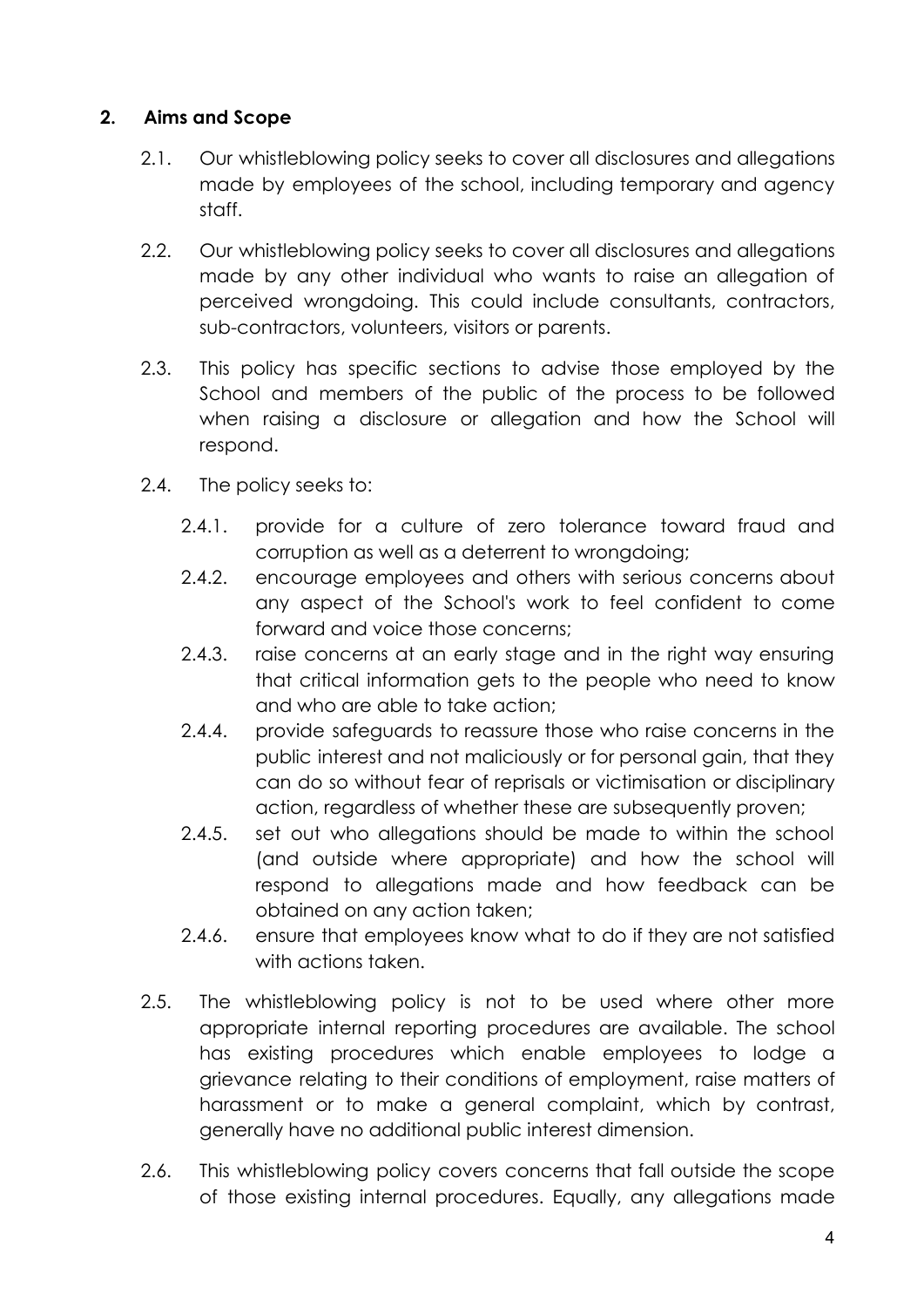## 2. Aims and Scope

2.1. Our whistleblowing policy seeks to cover all disclosures and allegations made by employees of the school, including temporary and agency staff.

2.2. Our whistleblowing policy seeks to cover all disclosures and allegations made by any other individual who wants to raise an allegation of perceived wrongdoing. This could include consultants, contractors, sub-contractors, volunteers, visitors or parents.

2.3. This policy has specific sections to advise those employed by the School and members of the public of the process to be followed when raising a disclosure or allegation and how the School will respond.

2.4. The policy seeks to:

- 2.4.1. provide for a culture of zero tolerance toward fraud and corruption as well as a deterrent to wrongdoing;
- 2.4.2. encourage employees and others with serious concerns about any aspect of the School's work to feel confident to come forward and voice those concerns;
- 2.4.3. raise concerns at an early stage and in the right way ensuring that critical information gets to the people who need to know and who are able to take action;
- 2.4.4. provide safeguards to reassure those who raise concerns in the public interest and not maliciously or for personal gain, that they can do so without fear of reprisals or victimisation or disciplinary action, regardless of whether these are subsequently proven;
- 2.4.5. set out who allegations should be made to within the school (and outside where appropriate) and how the school will respond to allegations made and how feedback can be obtained on any action taken;
- 2.4.6. ensure that employees know what to do if they are not satisfied with actions taken.

2.5. The whistleblowing policy is not to be used where other more appropriate internal reporting procedures are available. The school has existing procedures which enable employees to lodge a grievance relating to their conditions of employment, raise matters of harassment or to make a general complaint, which by contrast, generally have no additional public interest dimension.

2.6. This whistleblowing policy covers concerns that fall outside the scope of those existing internal procedures. Equally, any allegations made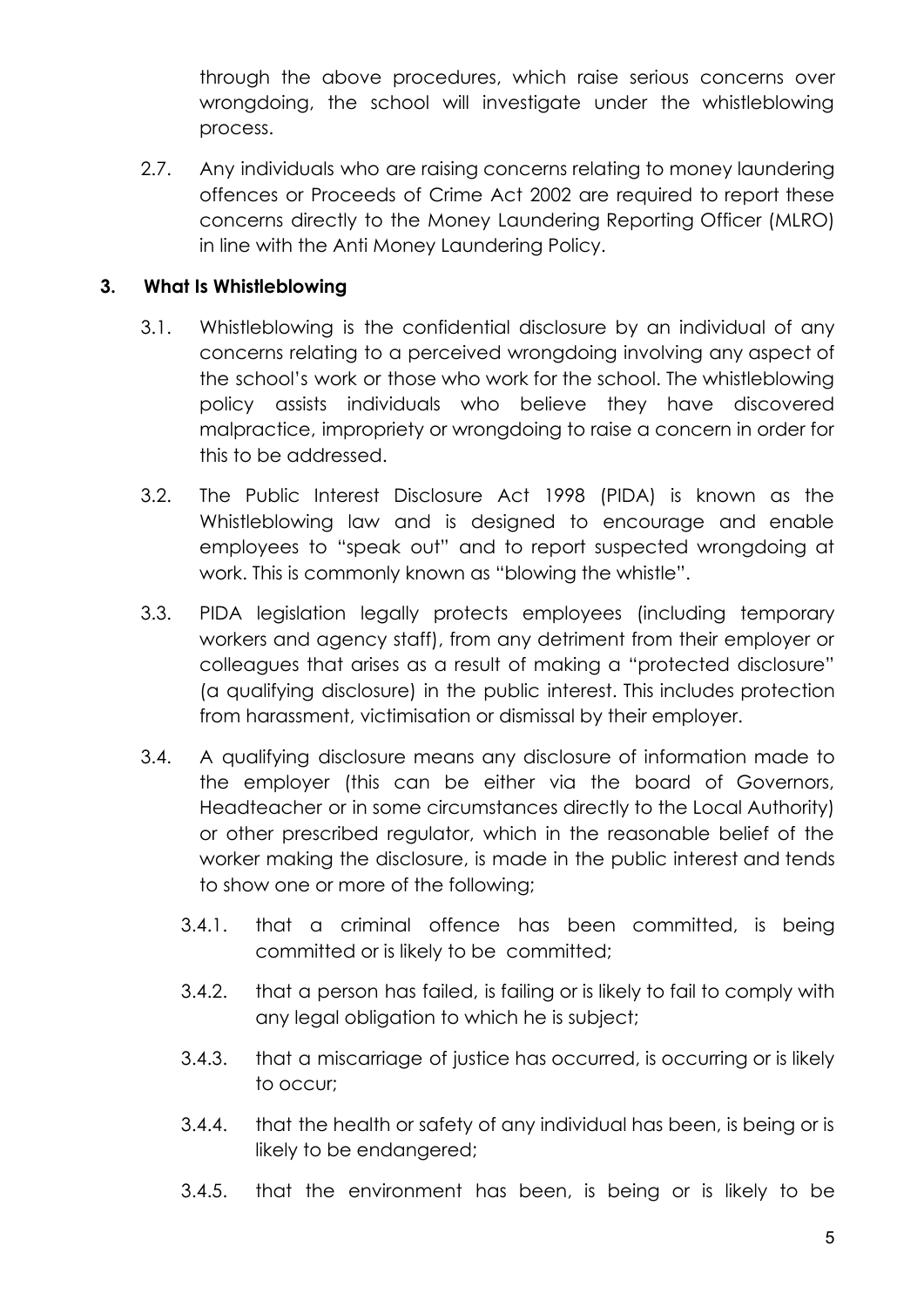through the above procedures, which raise serious concerns over wrongdoing, the school will investigate under the whistleblowing process.

2.7. Any individuals who are raising concerns relating to money laundering offences or Proceeds of Crime Act 2002 are required to report these concerns directly to the Money Laundering Reporting Officer (MLRO) in line with the Anti Money Laundering Policy.

## 3. What Is Whistleblowing

3.1. Whistleblowing is the confidential disclosure by an individual of any concerns relating to a perceived wrongdoing involving any aspect of the school's work or those who work for the school. The whistleblowing policy assists individuals who believe they have discovered malpractice, impropriety or wrongdoing to raise a concern in order for this to be addressed.

3.2. The Public Interest Disclosure Act 1998 (PIDA) is known as the Whistleblowing law and is designed to encourage and enable employees to "speak out" and to report suspected wrongdoing at work. This is commonly known as "blowing the whistle".

3.3. PIDA legislation legally protects employees (including temporary workers and agency staff), from any detriment from their employer or colleagues that arises as a result of making a "protected disclosure" (a qualifying disclosure) in the public interest. This includes protection from harassment, victimisation or dismissal by their employer.

3.4. A qualifying disclosure means any disclosure of information made to the employer (this can be either via the board of Governors, Headteacher or in some circumstances directly to the Local Authority) or other prescribed regulator, which in the reasonable belief of the worker making the disclosure, is made in the public interest and tends to show one or more of the following;

3.4.1. that a criminal offence has been committed, is being committed or is likely to be committed;

3.4.2. that a person has failed, is failing or is likely to fail to comply with any legal obligation to which he is subject;

3.4.3. that a miscarriage of justice has occurred, is occurring or is likely to occur;

3.4.4. that the health or safety of any individual has been, is being or is likely to be endangered;

3.4.5. that the environment has been, is being or is likely to be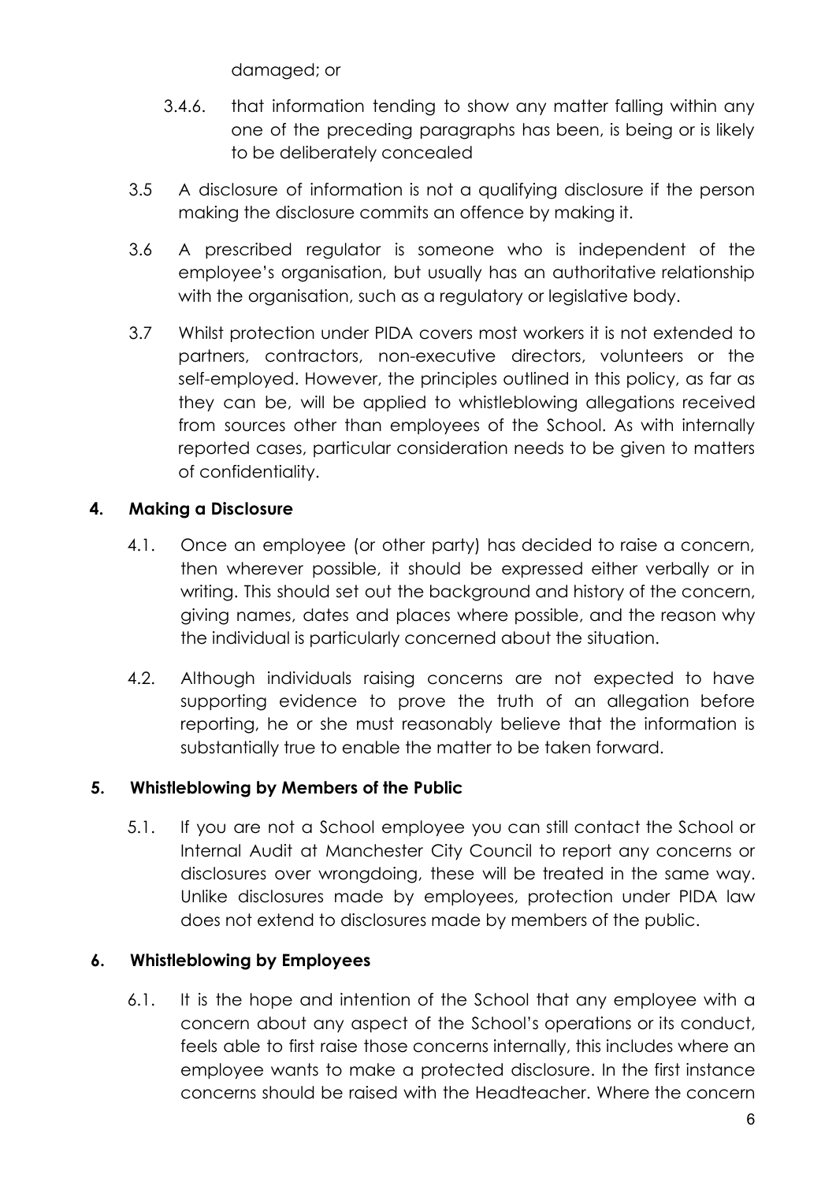damaged; or

3.4.6. that information tending to show any matter falling within any one of the preceding paragraphs has been, is being or is likely to be deliberately concealed

3.5 A disclosure of information is not a qualifying disclosure if the person making the disclosure commits an offence by making it.

3.6 A prescribed regulator is someone who is independent of the employee's organisation, but usually has an authoritative relationship with the organisation, such as a regulatory or legislative body.

3.7 Whilst protection under PIDA covers most workers it is not extended to partners, contractors, non-executive directors, volunteers or the self-employed. However, the principles outlined in this policy, as far as they can be, will be applied to whistleblowing allegations received from sources other than employees of the School. As with internally reported cases, particular consideration needs to be given to matters of confidentiality.

## 4. Making a Disclosure

4.1. Once an employee (or other party) has decided to raise a concern, then wherever possible, it should be expressed either verbally or in writing. This should set out the background and history of the concern, giving names, dates and places where possible, and the reason why the individual is particularly concerned about the situation.

4.2. Although individuals raising concerns are not expected to have supporting evidence to prove the truth of an allegation before reporting, he or she must reasonably believe that the information is substantially true to enable the matter to be taken forward.

## 5. Whistleblowing by Members of the Public

5.1. If you are not a School employee you can still contact the School or Internal Audit at Manchester City Council to report any concerns or disclosures over wrongdoing, these will be treated in the same way. Unlike disclosures made by employees, protection under PIDA law does not extend to disclosures made by members of the public.

## 6. Whistleblowing by Employees

6.1. It is the hope and intention of the School that any employee with a concern about any aspect of the School's operations or its conduct, feels able to first raise those concerns internally, this includes where an employee wants to make a protected disclosure. In the first instance concerns should be raised with the Headteacher. Where the concern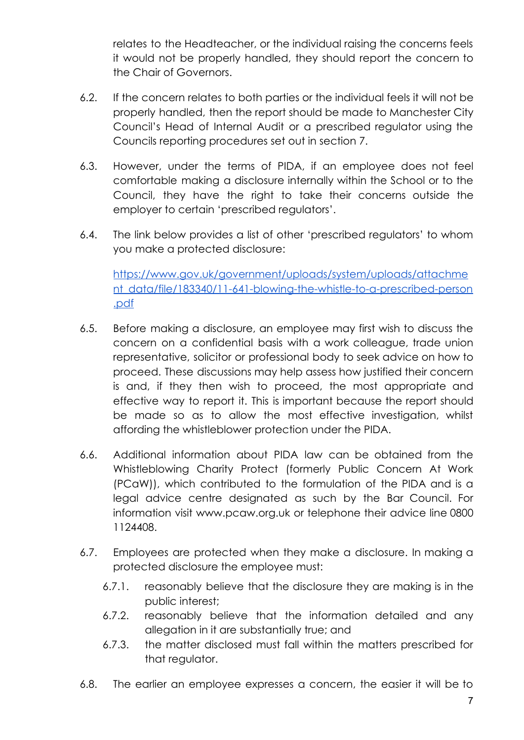relates to the Headteacher, or the individual raising the concerns feels it would not be properly handled, they should report the concern to the Chair of Governors.

6.2. If the concern relates to both parties or the individual feels it will not be properly handled, then the report should be made to Manchester City Council's Head of Internal Audit or a prescribed regulator using the Councils reporting procedures set out in section 7.

6.3. However, under the terms of PIDA, if an employee does not feel comfortable making a disclosure internally within the School or to the Council, they have the right to take their concerns outside the employer to certain 'prescribed regulators'.

6.4. The link below provides a list of other 'prescribed regulators' to whom you make a protected disclosure:

[https://www.gov.uk/government/uploads/system/uploads/attachment_data/file/183340/11-641-blowing-the-whistle-to-a-prescribed-person.pdf](https://www.gov.uk/government/uploads/system/uploads/attachment_data/file/183340/11-641-blowing-the-whistle-to-a-prescribed-person.pdf)

6.5. Before making a disclosure, an employee may first wish to discuss the concern on a confidential basis with a work colleague, trade union representative, solicitor or professional body to seek advice on how to proceed. These discussions may help assess how justified their concern is and, if they then wish to proceed, the most appropriate and effective way to report it. This is important because the report should be made so as to allow the most effective investigation, whilst affording the whistleblower protection under the PIDA.

6.6. Additional information about PIDA law can be obtained from the Whistleblowing Charity Protect (formerly Public Concern At Work (PCaW)), which contributed to the formulation of the PIDA and is a legal advice centre designated as such by the Bar Council. For information visit www.pcaw.org.uk or telephone their advice line 0800 1124408.

6.7. Employees are protected when they make a disclosure. In making a protected disclosure the employee must:

   6.7.1. reasonably believe that the disclosure they are making is in the public interest;

   6.7.2. reasonably believe that the information detailed and any allegation in it are substantially true; and

   6.7.3. the matter disclosed must fall within the matters prescribed for that regulator.

6.8. The earlier an employee expresses a concern, the easier it will be to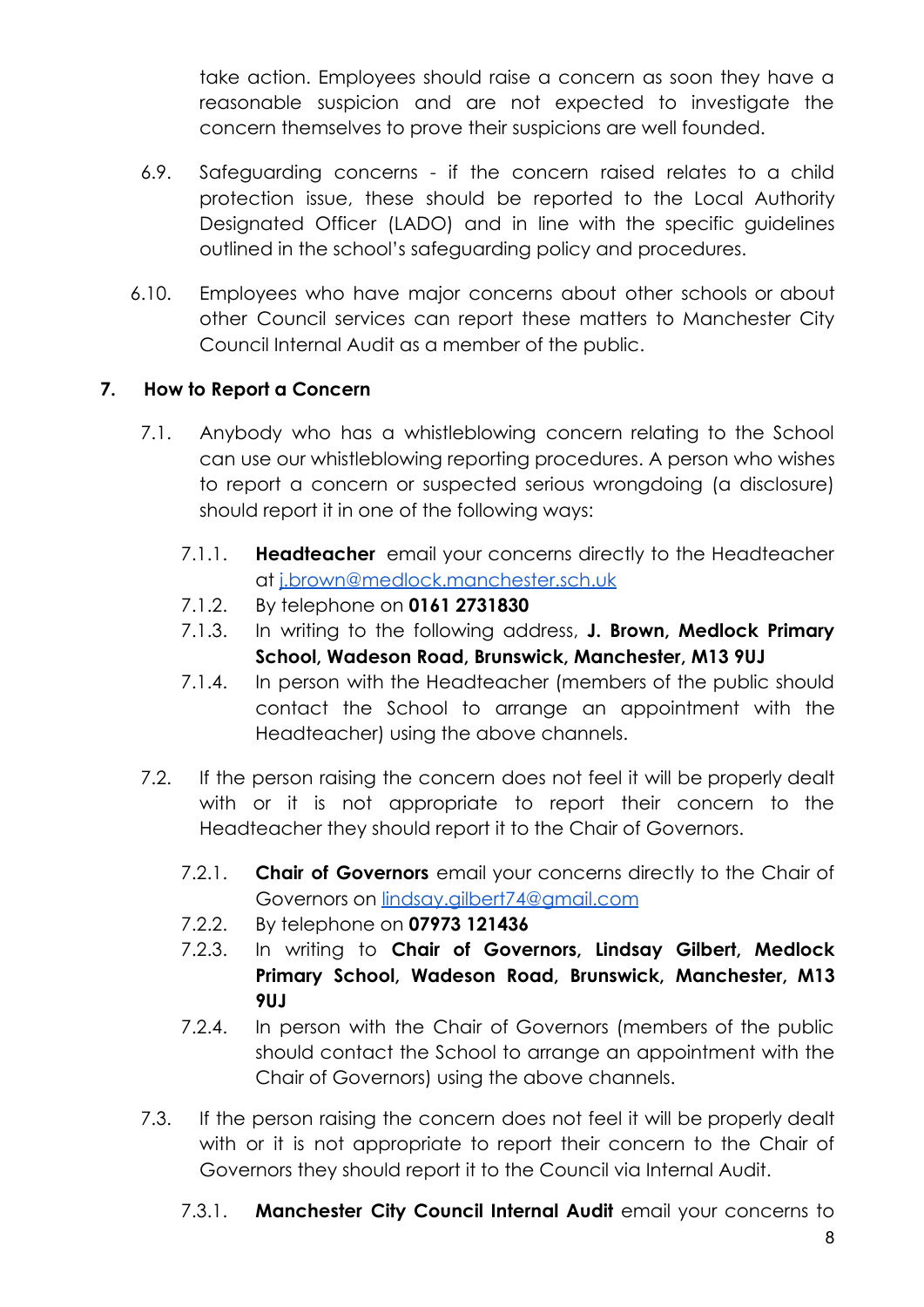take action. Employees should raise a concern as soon they have a reasonable suspicion and are not expected to investigate the concern themselves to prove their suspicions are well founded.

6.9. Safeguarding concerns - if the concern raised relates to a child protection issue, these should be reported to the Local Authority Designated Officer (LADO) and in line with the specific guidelines outlined in the school's safeguarding policy and procedures.

6.10. Employees who have major concerns about other schools or about other Council services can report these matters to Manchester City Council Internal Audit as a member of the public.

## 7. How to Report a Concern

7.1. Anybody who has a whistleblowing concern relating to the School can use our whistleblowing reporting procedures. A person who wishes to report a concern or suspected serious wrongdoing (a disclosure) should report it in one of the following ways:

7.1.1. **Headteacher** email your concerns directly to the Headteacher at j.brown@medlock.manchester.sch.uk

7.1.2. By telephone on **0161 2731830**

7.1.3. In writing to the following address, **J. Brown, Medlock Primary School, Wadeson Road, Brunswick, Manchester, M13 9UJ**

7.1.4. In person with the Headteacher (members of the public should contact the School to arrange an appointment with the Headteacher) using the above channels.

7.2. If the person raising the concern does not feel it will be properly dealt with or it is not appropriate to report their concern to the Headteacher they should report it to the Chair of Governors.

7.2.1. **Chair of Governors** email your concerns directly to the Chair of Governors on lindsay.gilbert74@gmail.com

7.2.2. By telephone on **07973 121436**

7.2.3. In writing to **Chair of Governors, Lindsay Gilbert, Medlock Primary School, Wadeson Road, Brunswick, Manchester, M13 9UJ**

7.2.4. In person with the Chair of Governors (members of the public should contact the School to arrange an appointment with the Chair of Governors) using the above channels.

7.3. If the person raising the concern does not feel it will be properly dealt with or it is not appropriate to report their concern to the Chair of Governors they should report it to the Council via Internal Audit.

7.3.1. **Manchester City Council Internal Audit** email your concerns to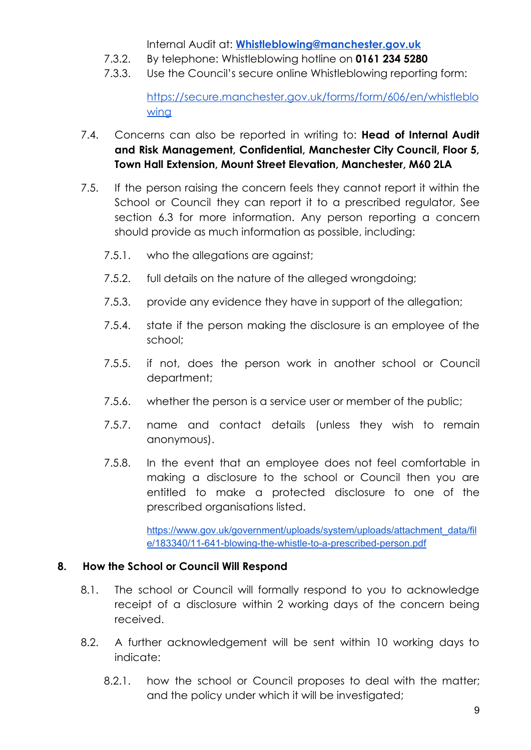Internal Audit at: **Whistleblowing@manchester.gov.uk**

7.3.2. By telephone: Whistleblowing hotline on **0161 234 5280**

7.3.3. Use the Council's secure online Whistleblowing reporting form:

https://secure.manchester.gov.uk/forms/form/606/en/whistleblowing

7.4. Concerns can also be reported in writing to: **Head of Internal Audit and Risk Management, Confidential, Manchester City Council, Floor 5, Town Hall Extension, Mount Street Elevation, Manchester, M60 2LA**

7.5. If the person raising the concern feels they cannot report it within the School or Council they can report it to a prescribed regulator, See section 6.3 for more information. Any person reporting a concern should provide as much information as possible, including:

7.5.1. who the allegations are against;

7.5.2. full details on the nature of the alleged wrongdoing;

7.5.3. provide any evidence they have in support of the allegation;

7.5.4. state if the person making the disclosure is an employee of the school;

7.5.5. if not, does the person work in another school or Council department;

7.5.6. whether the person is a service user or member of the public;

7.5.7. name and contact details (unless they wish to remain anonymous).

7.5.8. In the event that an employee does not feel comfortable in making a disclosure to the school or Council then you are entitled to make a protected disclosure to one of the prescribed organisations listed.

https://www.gov.uk/government/uploads/system/uploads/attachment_data/file/183340/11-641-blowing-the-whistle-to-a-prescribed-person.pdf

## 8. How the School or Council Will Respond

8.1. The school or Council will formally respond to you to acknowledge receipt of a disclosure within 2 working days of the concern being received.

8.2. A further acknowledgement will be sent within 10 working days to indicate:

8.2.1. how the school or Council proposes to deal with the matter; and the policy under which it will be investigated;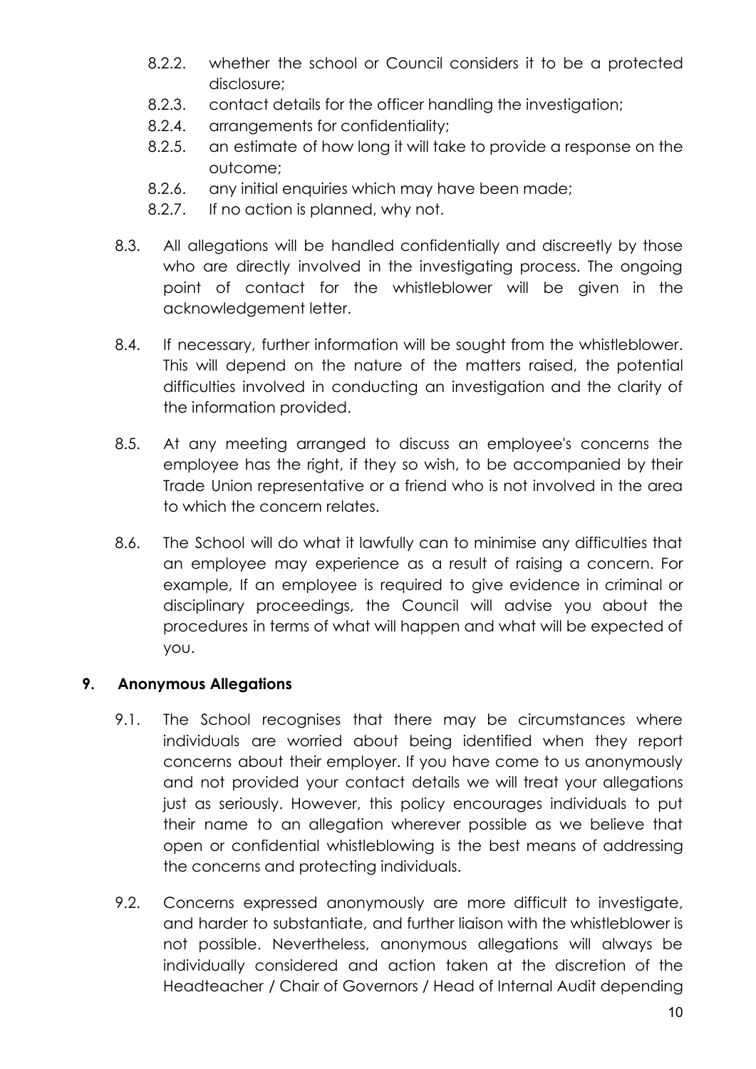- 8.2.2. whether the school or Council considers it to be a protected disclosure;
- 8.2.3. contact details for the officer handling the investigation;
- 8.2.4. arrangements for confidentiality;
- 8.2.5. an estimate of how long it will take to provide a response on the outcome;
- 8.2.6. any initial enquiries which may have been made;
- 8.2.7. If no action is planned, why not.

8.3. All allegations will be handled confidentially and discreetly by those who are directly involved in the investigating process. The ongoing point of contact for the whistleblower will be given in the acknowledgement letter.

8.4. If necessary, further information will be sought from the whistleblower. This will depend on the nature of the matters raised, the potential difficulties involved in conducting an investigation and the clarity of the information provided.

8.5. At any meeting arranged to discuss an employee's concerns the employee has the right, if they so wish, to be accompanied by their Trade Union representative or a friend who is not involved in the area to which the concern relates.

8.6. The School will do what it lawfully can to minimise any difficulties that an employee may experience as a result of raising a concern. For example, If an employee is required to give evidence in criminal or disciplinary proceedings, the Council will advise you about the procedures in terms of what will happen and what will be expected of you.

## 9. Anonymous Allegations

9.1. The School recognises that there may be circumstances where individuals are worried about being identified when they report concerns about their employer. If you have come to us anonymously and not provided your contact details we will treat your allegations just as seriously. However, this policy encourages individuals to put their name to an allegation wherever possible as we believe that open or confidential whistleblowing is the best means of addressing the concerns and protecting individuals.

9.2. Concerns expressed anonymously are more difficult to investigate, and harder to substantiate, and further liaison with the whistleblower is not possible. Nevertheless, anonymous allegations will always be individually considered and action taken at the discretion of the Headteacher / Chair of Governors / Head of Internal Audit depending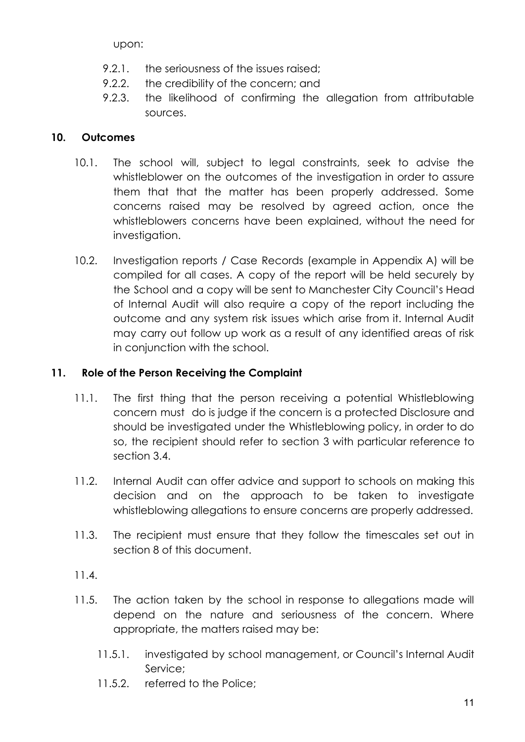upon:

- 9.2.1. the seriousness of the issues raised;
- 9.2.2. the credibility of the concern; and
- 9.2.3. the likelihood of confirming the allegation from attributable sources.

## 10. Outcomes

10.1. The school will, subject to legal constraints, seek to advise the whistleblower on the outcomes of the investigation in order to assure them that that the matter has been properly addressed. Some concerns raised may be resolved by agreed action, once the whistleblowers concerns have been explained, without the need for investigation.

10.2. Investigation reports / Case Records (example in Appendix A) will be compiled for all cases. A copy of the report will be held securely by the School and a copy will be sent to Manchester City Council's Head of Internal Audit will also require a copy of the report including the outcome and any system risk issues which arise from it. Internal Audit may carry out follow up work as a result of any identified areas of risk in conjunction with the school.

## 11. Role of the Person Receiving the Complaint

11.1. The first thing that the person receiving a potential Whistleblowing concern must do is judge if the concern is a protected Disclosure and should be investigated under the Whistleblowing policy, in order to do so, the recipient should refer to section 3 with particular reference to section 3.4.

11.2. Internal Audit can offer advice and support to schools on making this decision and on the approach to be taken to investigate whistleblowing allegations to ensure concerns are properly addressed.

11.3. The recipient must ensure that they follow the timescales set out in section 8 of this document.

11.4.

11.5. The action taken by the school in response to allegations made will depend on the nature and seriousness of the concern. Where appropriate, the matters raised may be:

- 11.5.1. investigated by school management, or Council's Internal Audit Service;
- 11.5.2. referred to the Police;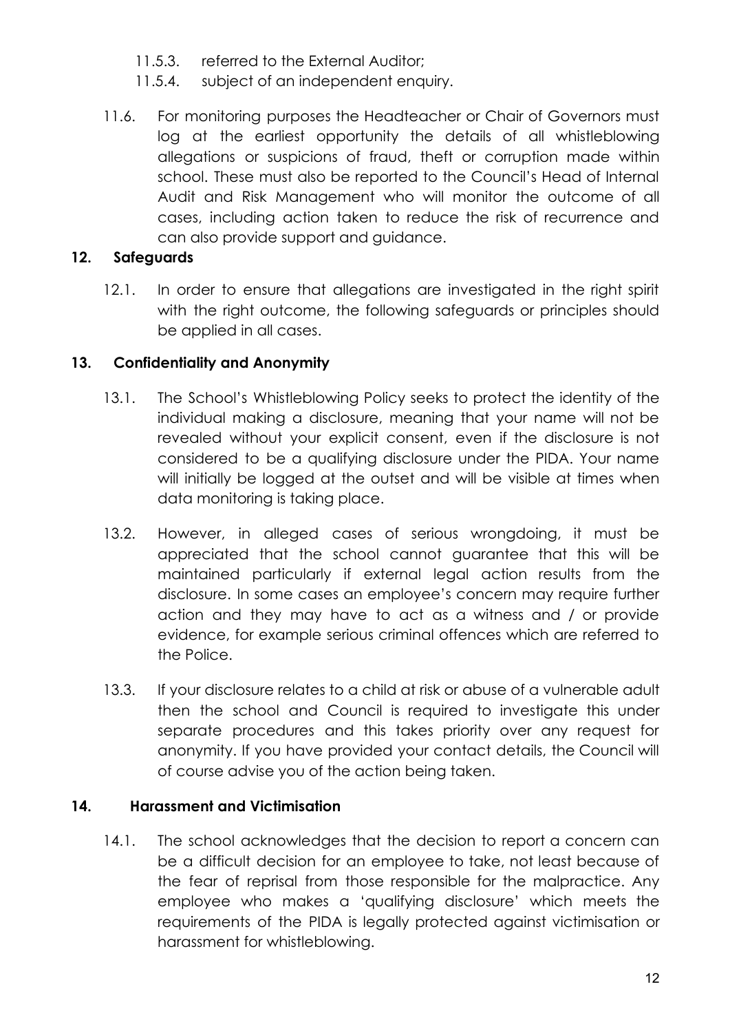11.5.3. referred to the External Auditor;

11.5.4. subject of an independent enquiry.

11.6. For monitoring purposes the Headteacher or Chair of Governors must log at the earliest opportunity the details of all whistleblowing allegations or suspicions of fraud, theft or corruption made within school. These must also be reported to the Council's Head of Internal Audit and Risk Management who will monitor the outcome of all cases, including action taken to reduce the risk of recurrence and can also provide support and guidance.

## 12. Safeguards

12.1. In order to ensure that allegations are investigated in the right spirit with the right outcome, the following safeguards or principles should be applied in all cases.

## 13. Confidentiality and Anonymity

13.1. The School's Whistleblowing Policy seeks to protect the identity of the individual making a disclosure, meaning that your name will not be revealed without your explicit consent, even if the disclosure is not considered to be a qualifying disclosure under the PIDA. Your name will initially be logged at the outset and will be visible at times when data monitoring is taking place.

13.2. However, in alleged cases of serious wrongdoing, it must be appreciated that the school cannot guarantee that this will be maintained particularly if external legal action results from the disclosure. In some cases an employee's concern may require further action and they may have to act as a witness and / or provide evidence, for example serious criminal offences which are referred to the Police.

13.3. If your disclosure relates to a child at risk or abuse of a vulnerable adult then the school and Council is required to investigate this under separate procedures and this takes priority over any request for anonymity. If you have provided your contact details, the Council will of course advise you of the action being taken.

## 14. Harassment and Victimisation

14.1. The school acknowledges that the decision to report a concern can be a difficult decision for an employee to take, not least because of the fear of reprisal from those responsible for the malpractice. Any employee who makes a 'qualifying disclosure' which meets the requirements of the PIDA is legally protected against victimisation or harassment for whistleblowing.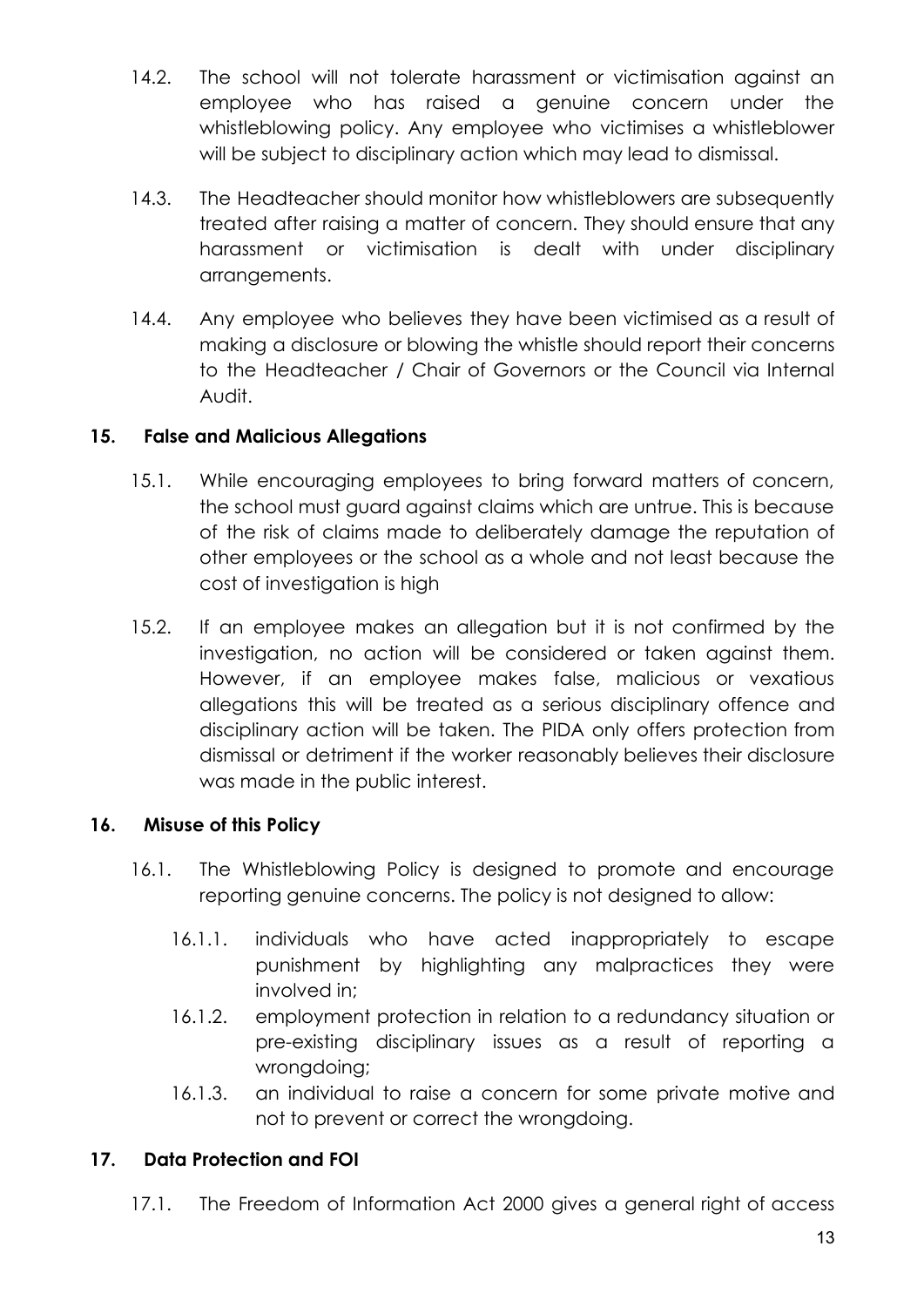14.2. The school will not tolerate harassment or victimisation against an employee who has raised a genuine concern under the whistleblowing policy. Any employee who victimises a whistleblower will be subject to disciplinary action which may lead to dismissal.

14.3. The Headteacher should monitor how whistleblowers are subsequently treated after raising a matter of concern. They should ensure that any harassment or victimisation is dealt with under disciplinary arrangements.

14.4. Any employee who believes they have been victimised as a result of making a disclosure or blowing the whistle should report their concerns to the Headteacher / Chair of Governors or the Council via Internal Audit.

## 15. False and Malicious Allegations

15.1. While encouraging employees to bring forward matters of concern, the school must guard against claims which are untrue. This is because of the risk of claims made to deliberately damage the reputation of other employees or the school as a whole and not least because the cost of investigation is high

15.2. If an employee makes an allegation but it is not confirmed by the investigation, no action will be considered or taken against them. However, if an employee makes false, malicious or vexatious allegations this will be treated as a serious disciplinary offence and disciplinary action will be taken. The PIDA only offers protection from dismissal or detriment if the worker reasonably believes their disclosure was made in the public interest.

## 16. Misuse of this Policy

16.1. The Whistleblowing Policy is designed to promote and encourage reporting genuine concerns. The policy is not designed to allow:

- 16.1.1. individuals who have acted inappropriately to escape punishment by highlighting any malpractices they were involved in;
- 16.1.2. employment protection in relation to a redundancy situation or pre-existing disciplinary issues as a result of reporting a wrongdoing;
- 16.1.3. an individual to raise a concern for some private motive and not to prevent or correct the wrongdoing.

## 17. Data Protection and FOI

17.1. The Freedom of Information Act 2000 gives a general right of access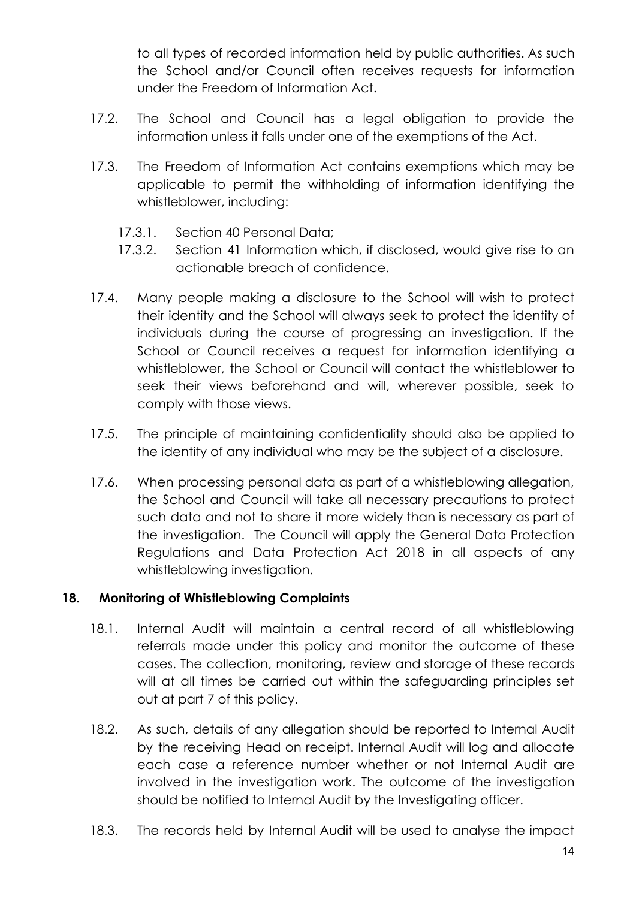to all types of recorded information held by public authorities. As such the School and/or Council often receives requests for information under the Freedom of Information Act.

17.2. The School and Council has a legal obligation to provide the information unless it falls under one of the exemptions of the Act.

17.3. The Freedom of Information Act contains exemptions which may be applicable to permit the withholding of information identifying the whistleblower, including:

- 17.3.1. Section 40 Personal Data;
- 17.3.2. Section 41 Information which, if disclosed, would give rise to an actionable breach of confidence.

17.4. Many people making a disclosure to the School will wish to protect their identity and the School will always seek to protect the identity of individuals during the course of progressing an investigation. If the School or Council receives a request for information identifying a whistleblower, the School or Council will contact the whistleblower to seek their views beforehand and will, wherever possible, seek to comply with those views.

17.5. The principle of maintaining confidentiality should also be applied to the identity of any individual who may be the subject of a disclosure.

17.6. When processing personal data as part of a whistleblowing allegation, the School and Council will take all necessary precautions to protect such data and not to share it more widely than is necessary as part of the investigation. The Council will apply the General Data Protection Regulations and Data Protection Act 2018 in all aspects of any whistleblowing investigation.

## 18. Monitoring of Whistleblowing Complaints

18.1. Internal Audit will maintain a central record of all whistleblowing referrals made under this policy and monitor the outcome of these cases. The collection, monitoring, review and storage of these records will at all times be carried out within the safeguarding principles set out at part 7 of this policy.

18.2. As such, details of any allegation should be reported to Internal Audit by the receiving Head on receipt. Internal Audit will log and allocate each case a reference number whether or not Internal Audit are involved in the investigation work. The outcome of the investigation should be notified to Internal Audit by the Investigating officer.

18.3. The records held by Internal Audit will be used to analyse the impact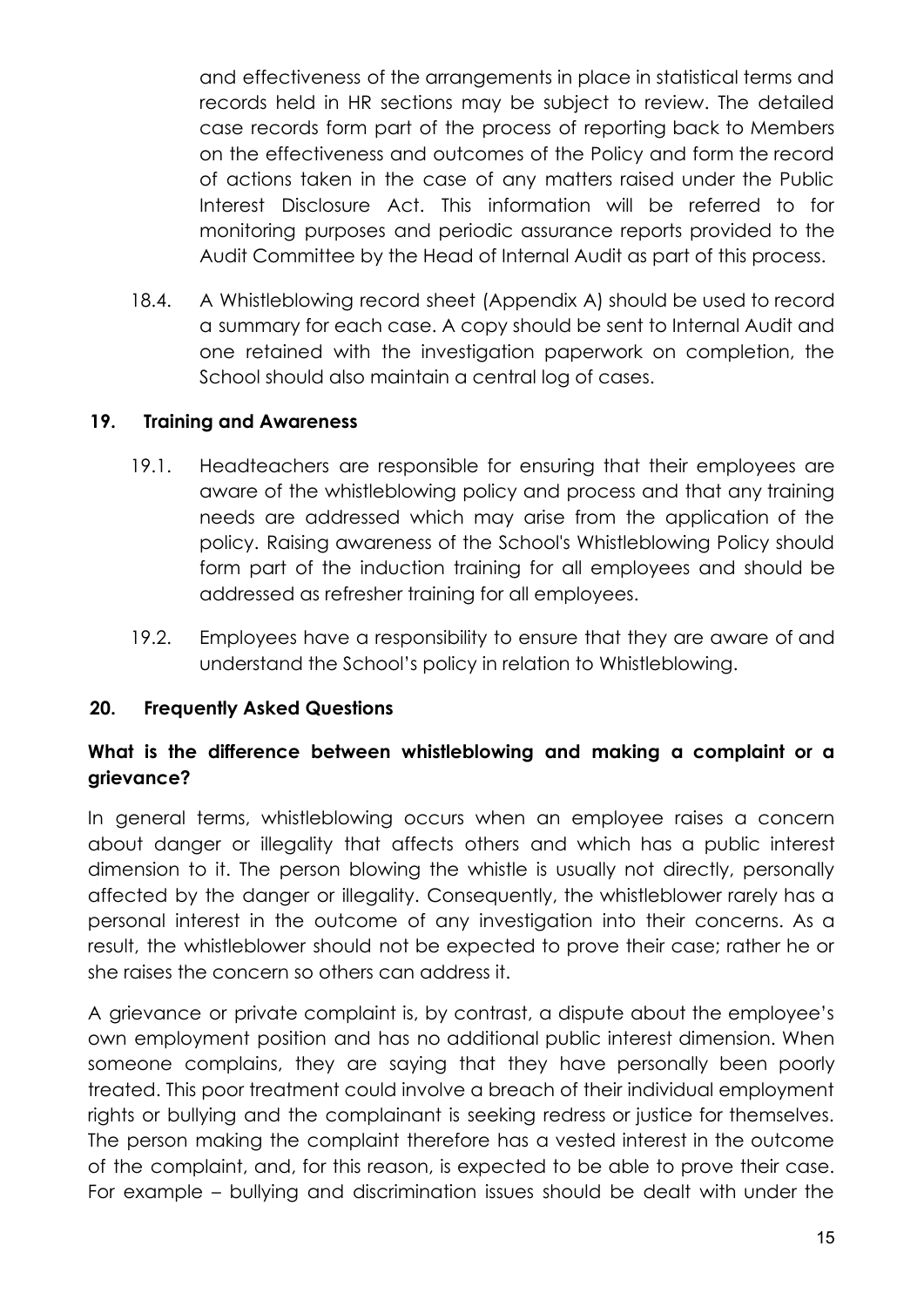and effectiveness of the arrangements in place in statistical terms and records held in HR sections may be subject to review. The detailed case records form part of the process of reporting back to Members on the effectiveness and outcomes of the Policy and form the record of actions taken in the case of any matters raised under the Public Interest Disclosure Act. This information will be referred to for monitoring purposes and periodic assurance reports provided to the Audit Committee by the Head of Internal Audit as part of this process.

18.4. A Whistleblowing record sheet (Appendix A) should be used to record a summary for each case. A copy should be sent to Internal Audit and one retained with the investigation paperwork on completion, the School should also maintain a central log of cases.

## 19. Training and Awareness

19.1. Headteachers are responsible for ensuring that their employees are aware of the whistleblowing policy and process and that any training needs are addressed which may arise from the application of the policy. Raising awareness of the School's Whistleblowing Policy should form part of the induction training for all employees and should be addressed as refresher training for all employees.

19.2. Employees have a responsibility to ensure that they are aware of and understand the School's policy in relation to Whistleblowing.

## 20. Frequently Asked Questions

**What is the difference between whistleblowing and making a complaint or a grievance?**

In general terms, whistleblowing occurs when an employee raises a concern about danger or illegality that affects others and which has a public interest dimension to it. The person blowing the whistle is usually not directly, personally affected by the danger or illegality. Consequently, the whistleblower rarely has a personal interest in the outcome of any investigation into their concerns. As a result, the whistleblower should not be expected to prove their case; rather he or she raises the concern so others can address it.

A grievance or private complaint is, by contrast, a dispute about the employee's own employment position and has no additional public interest dimension. When someone complains, they are saying that they have personally been poorly treated. This poor treatment could involve a breach of their individual employment rights or bullying and the complainant is seeking redress or justice for themselves. The person making the complaint therefore has a vested interest in the outcome of the complaint, and, for this reason, is expected to be able to prove their case. For example – bullying and discrimination issues should be dealt with under the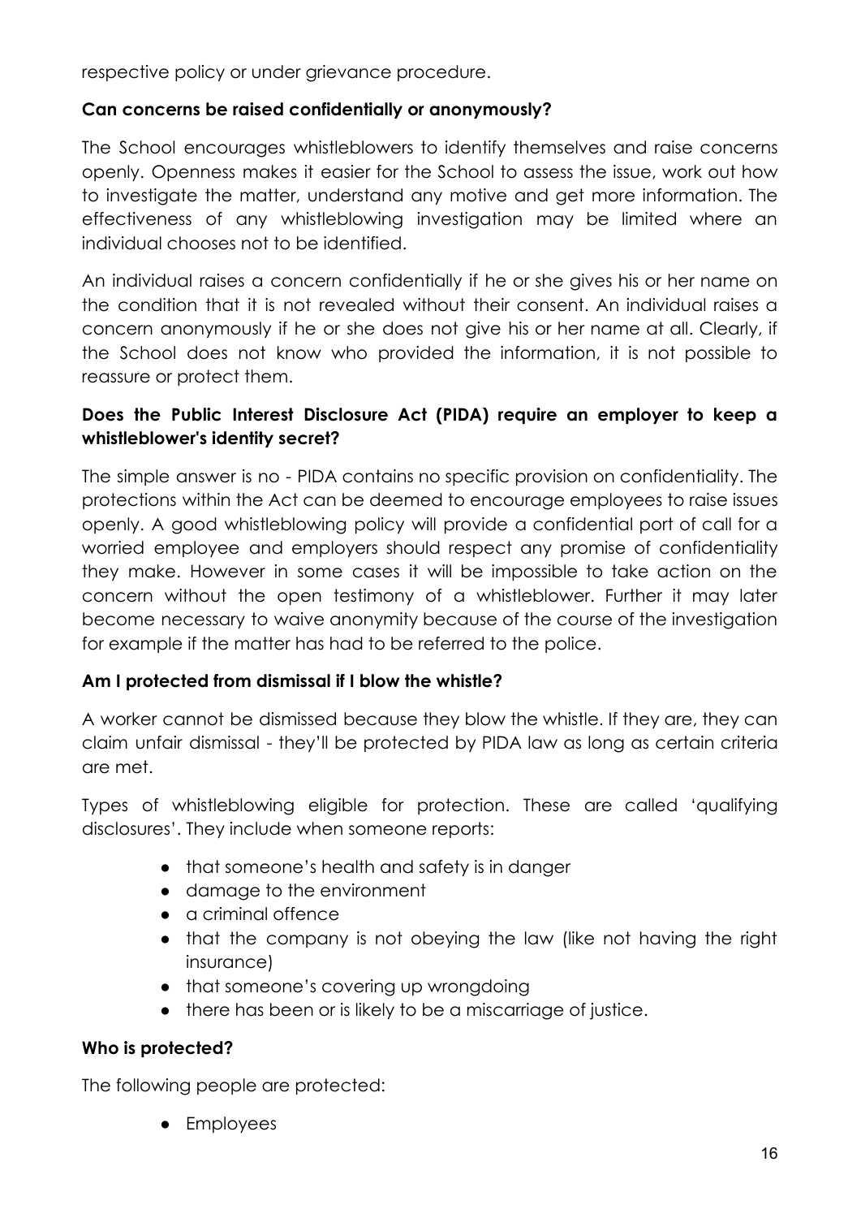respective policy or under grievance procedure.

**Can concerns be raised confidentially or anonymously?**

The School encourages whistleblowers to identify themselves and raise concerns openly. Openness makes it easier for the School to assess the issue, work out how to investigate the matter, understand any motive and get more information. The effectiveness of any whistleblowing investigation may be limited where an individual chooses not to be identified.

An individual raises a concern confidentially if he or she gives his or her name on the condition that it is not revealed without their consent. An individual raises a concern anonymously if he or she does not give his or her name at all. Clearly, if the School does not know who provided the information, it is not possible to reassure or protect them.

**Does the Public Interest Disclosure Act (PIDA) require an employer to keep a whistleblower's identity secret?**

The simple answer is no - PIDA contains no specific provision on confidentiality. The protections within the Act can be deemed to encourage employees to raise issues openly. A good whistleblowing policy will provide a confidential port of call for a worried employee and employers should respect any promise of confidentiality they make. However in some cases it will be impossible to take action on the concern without the open testimony of a whistleblower. Further it may later become necessary to waive anonymity because of the course of the investigation for example if the matter has had to be referred to the police.

**Am I protected from dismissal if I blow the whistle?**

A worker cannot be dismissed because they blow the whistle. If they are, they can claim unfair dismissal - they'll be protected by PIDA law as long as certain criteria are met.

Types of whistleblowing eligible for protection. These are called 'qualifying disclosures'. They include when someone reports:

- that someone's health and safety is in danger
- damage to the environment
- a criminal offence
- that the company is not obeying the law (like not having the right insurance)
- that someone's covering up wrongdoing
- there has been or is likely to be a miscarriage of justice.

**Who is protected?**

The following people are protected:

- Employees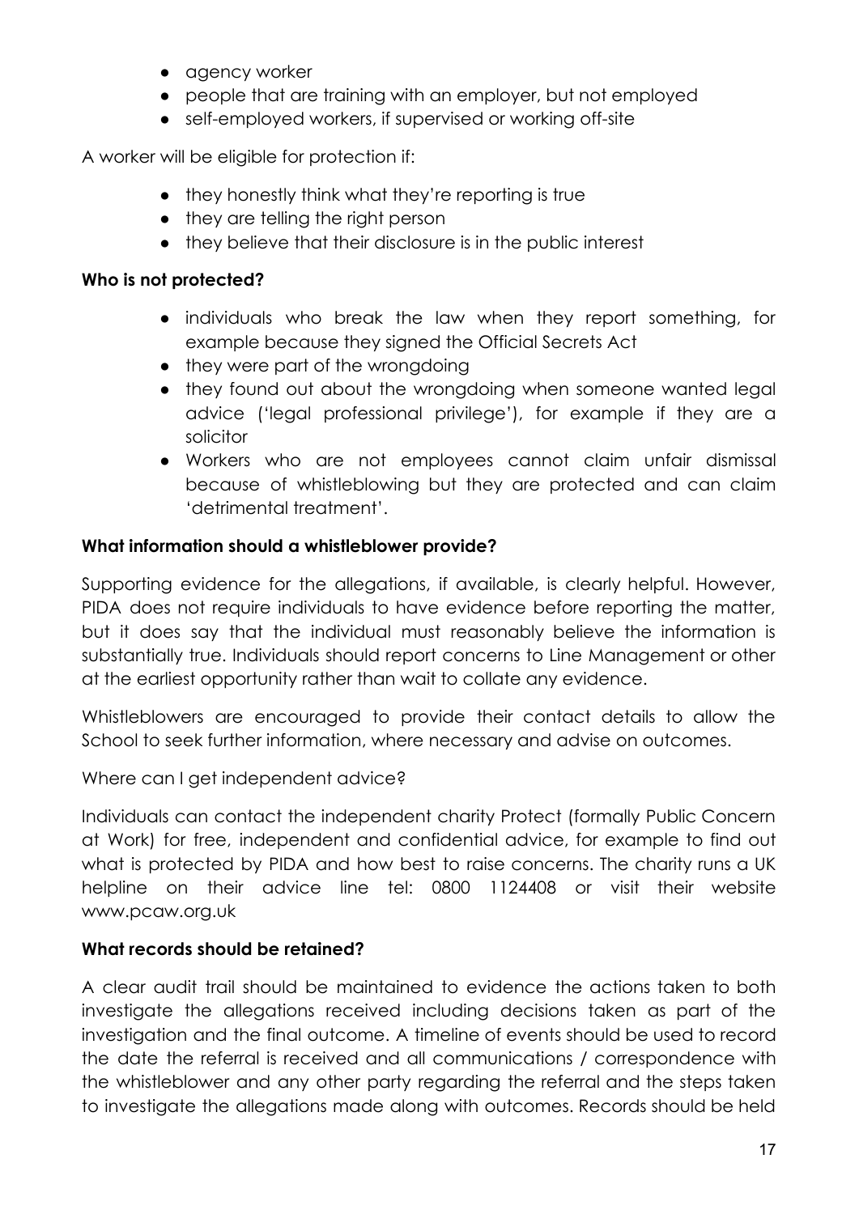- agency worker
- people that are training with an employer, but not employed
- self-employed workers, if supervised or working off-site

A worker will be eligible for protection if:

- they honestly think what they're reporting is true
- they are telling the right person
- they believe that their disclosure is in the public interest

**Who is not protected?**

- individuals who break the law when they report something, for example because they signed the Official Secrets Act
- they were part of the wrongdoing
- they found out about the wrongdoing when someone wanted legal advice ('legal professional privilege'), for example if they are a solicitor
- Workers who are not employees cannot claim unfair dismissal because of whistleblowing but they are protected and can claim 'detrimental treatment'.

**What information should a whistleblower provide?**

Supporting evidence for the allegations, if available, is clearly helpful. However, PIDA does not require individuals to have evidence before reporting the matter, but it does say that the individual must reasonably believe the information is substantially true. Individuals should report concerns to Line Management or other at the earliest opportunity rather than wait to collate any evidence.

Whistleblowers are encouraged to provide their contact details to allow the School to seek further information, where necessary and advise on outcomes.

Where can I get independent advice?

Individuals can contact the independent charity Protect (formally Public Concern at Work) for free, independent and confidential advice, for example to find out what is protected by PIDA and how best to raise concerns. The charity runs a UK helpline on their advice line tel: 0800 1124408 or visit their website www.pcaw.org.uk

**What records should be retained?**

A clear audit trail should be maintained to evidence the actions taken to both investigate the allegations received including decisions taken as part of the investigation and the final outcome. A timeline of events should be used to record the date the referral is received and all communications / correspondence with the whistleblower and any other party regarding the referral and the steps taken to investigate the allegations made along with outcomes. Records should be held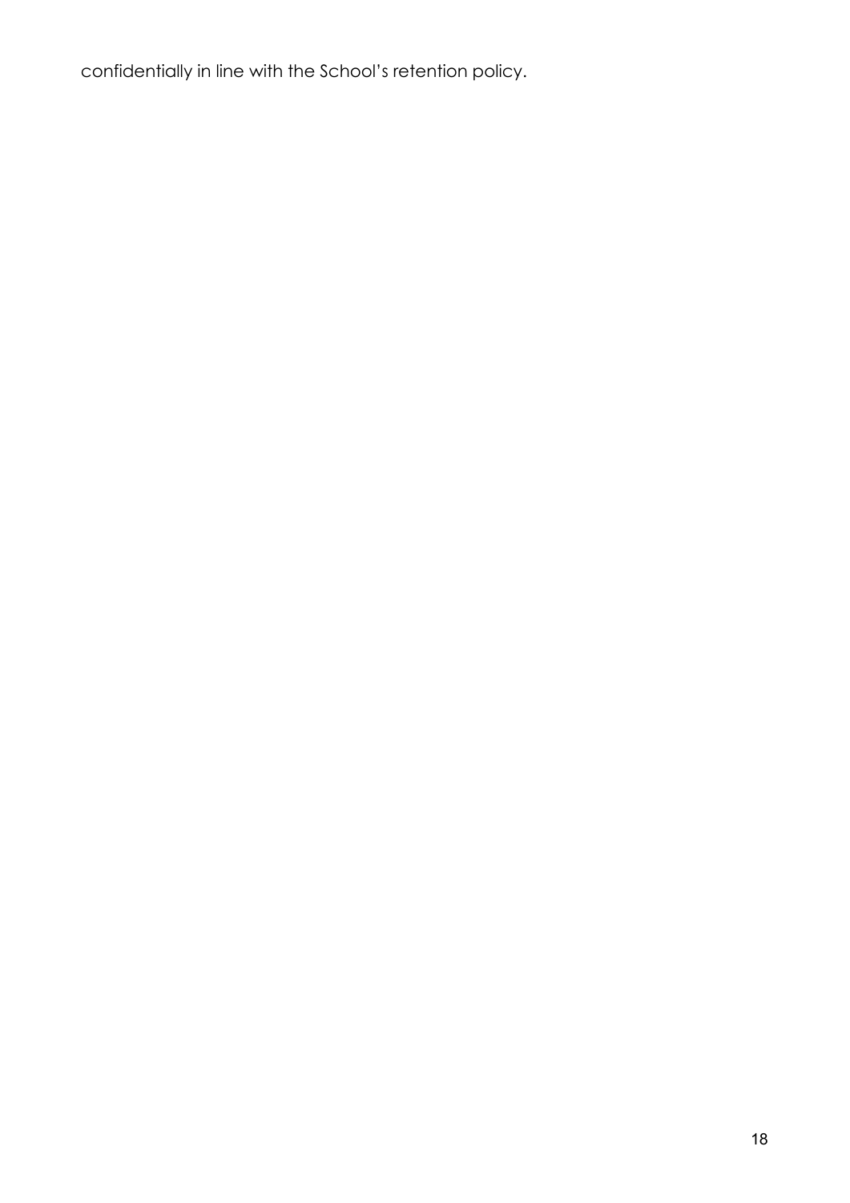confidentially in line with the School's retention policy.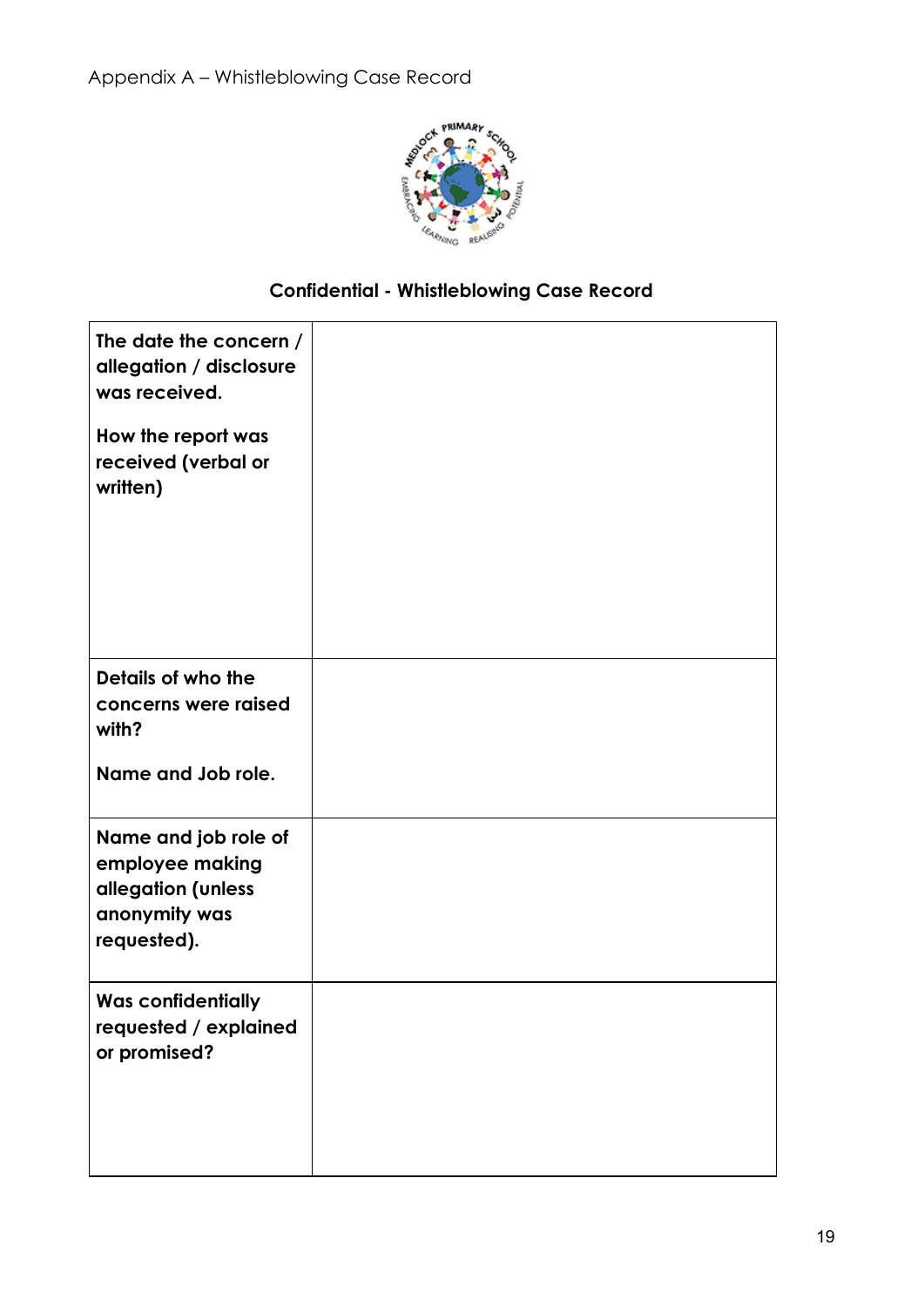Appendix A – Whistleblowing Case Record

## Confidential - Whistleblowing Case Record

| | |
|---|---|
| **The date the concern / allegation / disclosure was received.**<br><br>**How the report was received (verbal or written)** | |
| **Details of who the concerns were raised with?**<br><br>**Name and Job role.** | |
| **Name and job role of employee making allegation (unless anonymity was requested).** | |
| **Was confidentially requested / explained or promised?** | |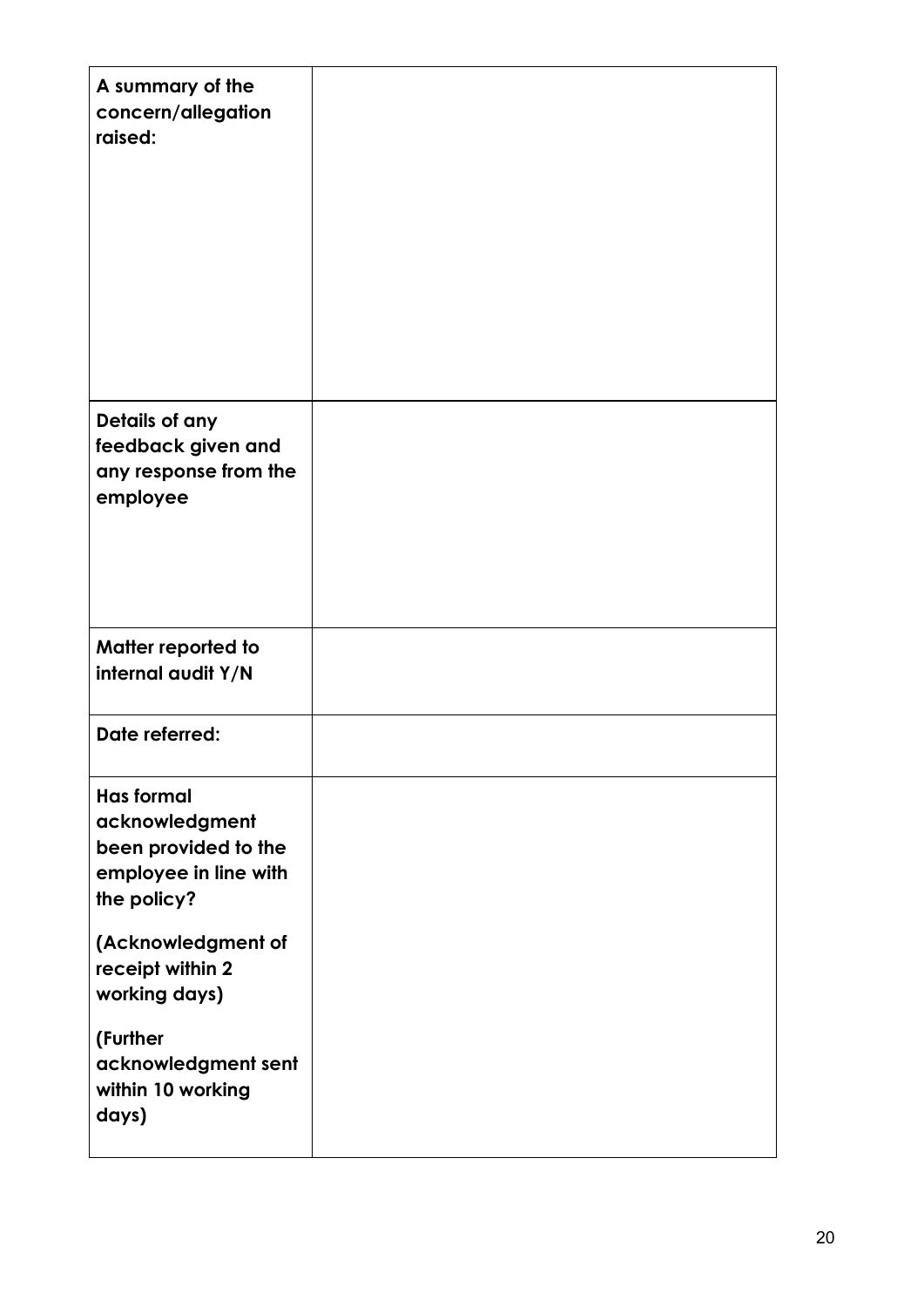| | |
|---|---|
| **A summary of the concern/allegation raised:** | |
| **Details of any feedback given and any response from the employee** | |
| **Matter reported to internal audit Y/N** | |
| **Date referred:** | |
| **Has formal acknowledgment been provided to the employee in line with the policy?**<br><br>**(Acknowledgment of receipt within 2 working days)**<br><br>**(Further acknowledgment sent within 10 working days)** | |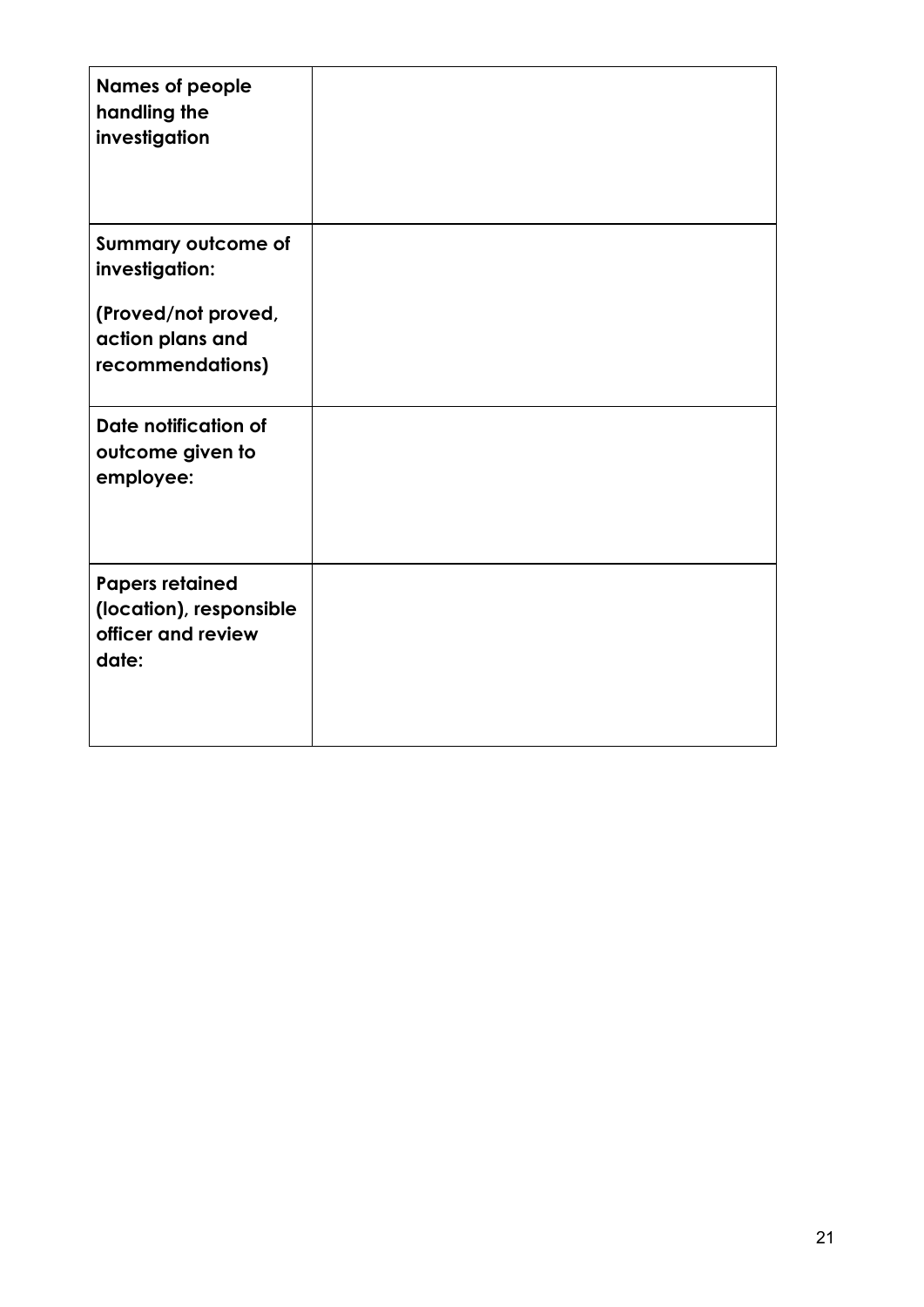| **Names of people handling the investigation** | |
|---|---|
| **Summary outcome of investigation:**<br><br>**(Proved/not proved, action plans and recommendations)** | |
| **Date notification of outcome given to employee:** | |
| **Papers retained (location), responsible officer and review date:** | |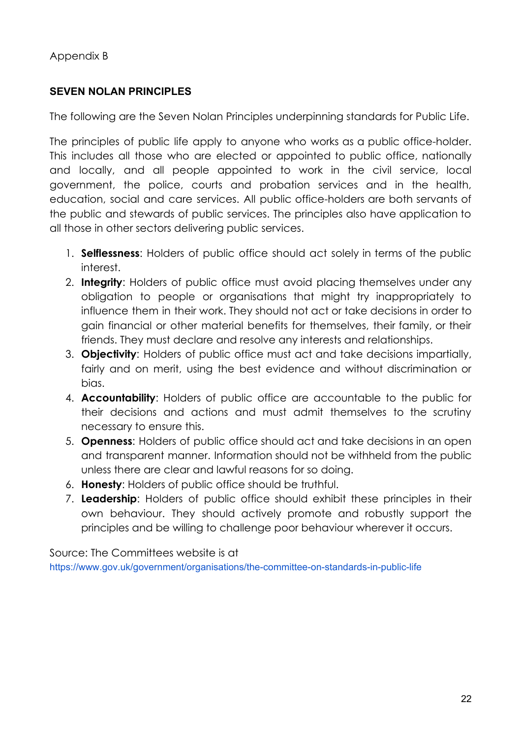Appendix B

## SEVEN NOLAN PRINCIPLES

The following are the Seven Nolan Principles underpinning standards for Public Life.

The principles of public life apply to anyone who works as a public office-holder. This includes all those who are elected or appointed to public office, nationally and locally, and all people appointed to work in the civil service, local government, the police, courts and probation services and in the health, education, social and care services. All public office-holders are both servants of the public and stewards of public services. The principles also have application to all those in other sectors delivering public services.

1. **Selflessness**: Holders of public office should act solely in terms of the public interest.
2. **Integrity**: Holders of public office must avoid placing themselves under any obligation to people or organisations that might try inappropriately to influence them in their work. They should not act or take decisions in order to gain financial or other material benefits for themselves, their family, or their friends. They must declare and resolve any interests and relationships.
3. **Objectivity**: Holders of public office must act and take decisions impartially, fairly and on merit, using the best evidence and without discrimination or bias.
4. **Accountability**: Holders of public office are accountable to the public for their decisions and actions and must admit themselves to the scrutiny necessary to ensure this.
5. **Openness**: Holders of public office should act and take decisions in an open and transparent manner. Information should not be withheld from the public unless there are clear and lawful reasons for so doing.
6. **Honesty**: Holders of public office should be truthful.
7. **Leadership**: Holders of public office should exhibit these principles in their own behaviour. They should actively promote and robustly support the principles and be willing to challenge poor behaviour wherever it occurs.

Source: The Committees website is at
https://www.gov.uk/government/organisations/the-committee-on-standards-in-public-life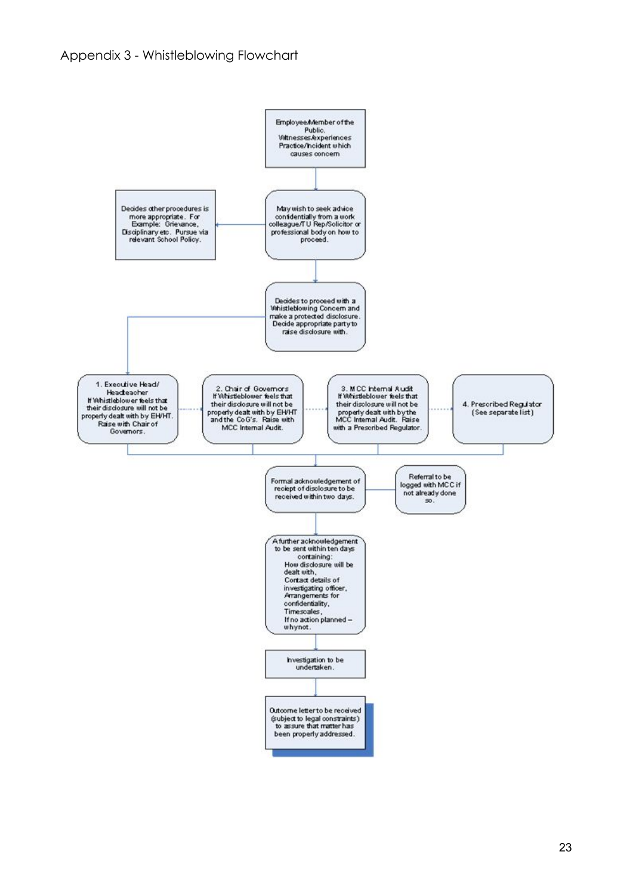Appendix 3 - Whistleblowing Flowchart

Employee/Member of the Public. Witnesses/experiences Practice/Incident which causes concern

May wish to seek advice confidentially from a work colleague/T U Rep/Solicitor or professional body on how to proceed.

Decides other procedures is more appropriate. For Example: Grievance, Disciplinary etc. Pursue via relevant School Policy.

Decides to proceed with a Whistleblowing Concern and make a protected disclosure. Decide appropriate party to raise disclosure with.

1. Executive Head/ Headteacher If Whistleblower feels that their disclosure will not be properly dealt with by EH/HT. Raise with Chair of Governors.

2. Chair of Governors If Whistleblower feels that their disclosure will not be properly dealt with by EH/HT and the CoG's. Raise with MCC Internal Audit.

3. MCC Internal Audit If Whistleblower feels that their disclosure will not be properly dealt with by the MCC Internal Audit. Raise with a Prescribed Regulator.

4. Prescribed Regulator (See separate list)

Formal acknowledgement of reciept of disclosure to be received within two days.

Referral to be logged with MCC if not already done so.

A further acknowledgement to be sent within ten days containing:
How disclosure will be dealt with,
Contact details of investigating officer,
Arrangements for confidentiality,
Timescales,
If no action planned – why not.

Investigation to be undertaken.

Outcome letter to be received (subject to legal constraints) to assure that matter has been properly addressed.